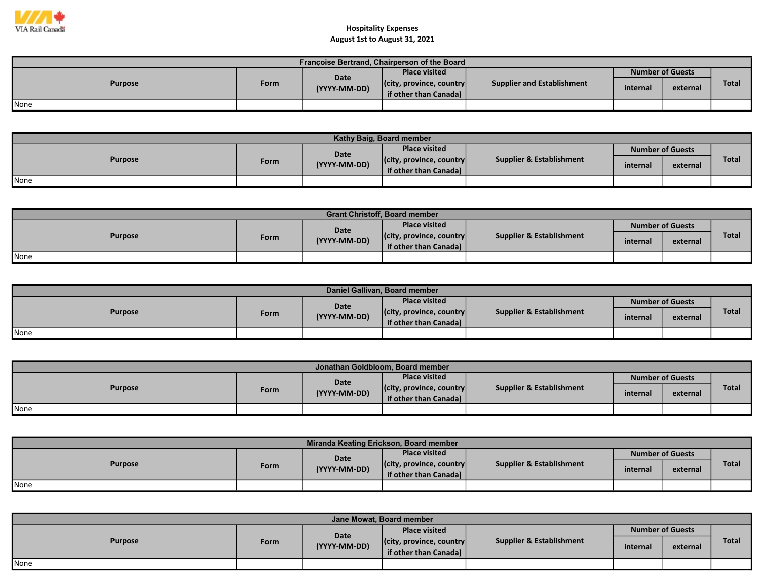VIA Rail Canada

# Hospitality Expenses
## August 1st to August 31, 2021

| Françoise Bertrand, Chairperson of the Board | | | | | | | |
|---|---|---|---|---|---|---|---|
| Purpose | Form | Date (YYYY-MM-DD) | Place visited (city, province, country if other than Canada) | Supplier and Establishment | Number of Guests | | Total |
| | | | | | internal | external | |
| None | | | | | | | |

| Kathy Baig, Board member | | | | | | | |
|---|---|---|---|---|---|---|---|
| Purpose | Form | Date (YYYY-MM-DD) | Place visited (city, province, country if other than Canada) | Supplier & Establishment | Number of Guests | | Total |
| | | | | | internal | external | |
| None | | | | | | | |

| Grant Christoff, Board member | | | | | | | |
|---|---|---|---|---|---|---|---|
| Purpose | Form | Date (YYYY-MM-DD) | Place visited (city, province, country if other than Canada) | Supplier & Establishment | Number of Guests | | Total |
| | | | | | internal | external | |
| None | | | | | | | |

| Daniel Gallivan, Board member | | | | | | | |
|---|---|---|---|---|---|---|---|
| Purpose | Form | Date (YYYY-MM-DD) | Place visited (city, province, country if other than Canada) | Supplier & Establishment | Number of Guests | | Total |
| | | | | | internal | external | |
| None | | | | | | | |

| Jonathan Goldbloom, Board member | | | | | | | |
|---|---|---|---|---|---|---|---|
| Purpose | Form | Date (YYYY-MM-DD) | Place visited (city, province, country if other than Canada) | Supplier & Establishment | Number of Guests | | Total |
| | | | | | internal | external | |
| None | | | | | | | |

| Miranda Keating Erickson, Board member | | | | | | | |
|---|---|---|---|---|---|---|---|
| Purpose | Form | Date (YYYY-MM-DD) | Place visited (city, province, country if other than Canada) | Supplier & Establishment | Number of Guests | | Total |
| | | | | | internal | external | |
| None | | | | | | | |

| Jane Mowat, Board member | | | | | | | |
|---|---|---|---|---|---|---|---|
| Purpose | Form | Date (YYYY-MM-DD) | Place visited (city, province, country if other than Canada) | Supplier & Establishment | Number of Guests | | Total |
| | | | | | internal | external | |
| None | | | | | | | |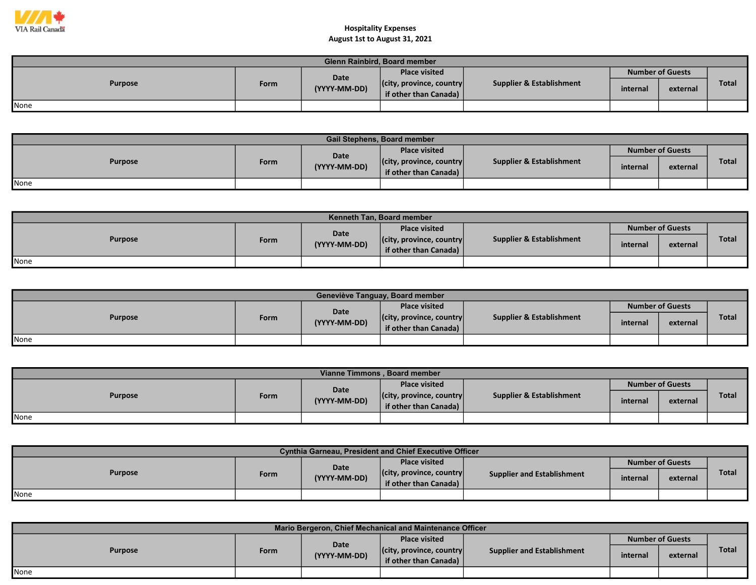VIA Rail Canada

# Hospitality Expenses
## August 1st to August 31, 2021

| Glenn Rainbird, Board member | | | | | | | |
|---|---|---|---|---|---|---|---|
| Purpose | Form | Date (YYYY-MM-DD) | Place visited (city, province, country if other than Canada) | Supplier & Establishment | Number of Guests | | Total |
| | | | | | internal | external | |
| None | | | | | | | |

| Gail Stephens, Board member | | | | | | | |
|---|---|---|---|---|---|---|---|
| Purpose | Form | Date (YYYY-MM-DD) | Place visited (city, province, country if other than Canada) | Supplier & Establishment | Number of Guests | | Total |
| | | | | | internal | external | |
| None | | | | | | | |

| Kenneth Tan, Board member | | | | | | | |
|---|---|---|---|---|---|---|---|
| Purpose | Form | Date (YYYY-MM-DD) | Place visited (city, province, country if other than Canada) | Supplier & Establishment | Number of Guests | | Total |
| | | | | | internal | external | |
| None | | | | | | | |

| Geneviève Tanguay, Board member | | | | | | | |
|---|---|---|---|---|---|---|---|
| Purpose | Form | Date (YYYY-MM-DD) | Place visited (city, province, country if other than Canada) | Supplier & Establishment | Number of Guests | | Total |
| | | | | | internal | external | |
| None | | | | | | | |

| Vianne Timmons , Board member | | | | | | | |
|---|---|---|---|---|---|---|---|
| Purpose | Form | Date (YYYY-MM-DD) | Place visited (city, province, country if other than Canada) | Supplier & Establishment | Number of Guests | | Total |
| | | | | | internal | external | |
| None | | | | | | | |

| Cynthia Garneau, President and Chief Executive Officer | | | | | | | |
|---|---|---|---|---|---|---|---|
| Purpose | Form | Date (YYYY-MM-DD) | Place visited (city, province, country if other than Canada) | Supplier and Establishment | Number of Guests | | Total |
| | | | | | internal | external | |
| None | | | | | | | |

| Mario Bergeron, Chief Mechanical and Maintenance Officer | | | | | | | |
|---|---|---|---|---|---|---|---|
| Purpose | Form | Date (YYYY-MM-DD) | Place visited (city, province, country if other than Canada) | Supplier and Establishment | Number of Guests | | Total |
| | | | | | internal | external | |
| None | | | | | | | |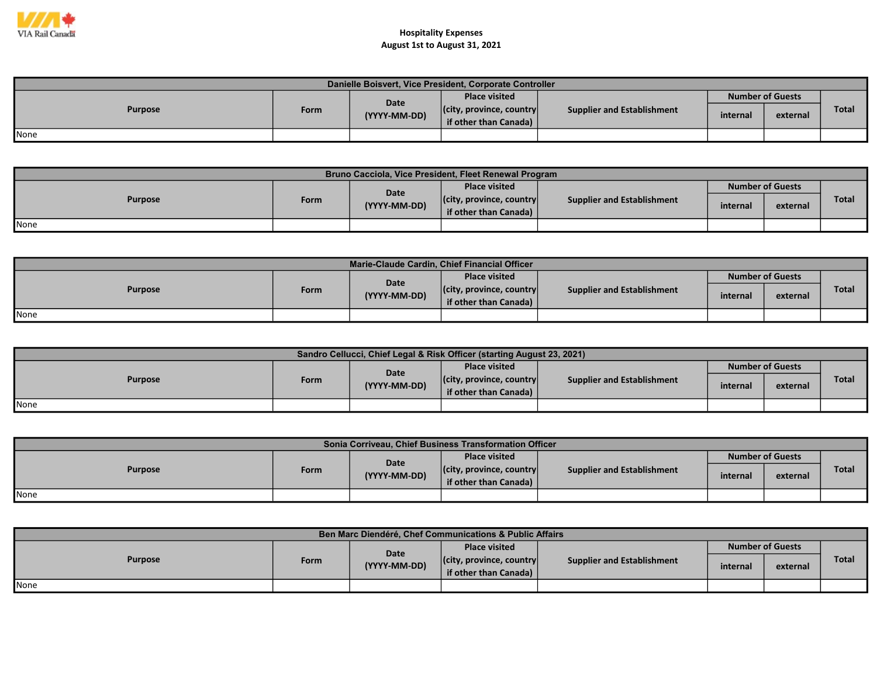VIA Rail Canada

# Hospitality Expenses
## August 1st to August 31, 2021

| Danielle Boisvert, Vice President, Corporate Controller | | | | | | | |
|---|---|---|---|---|---|---|---|
| Purpose | Form | Date (YYYY-MM-DD) | Place visited (city, province, country if other than Canada) | Supplier and Establishment | Number of Guests | | Total |
| | | | | | internal | external | |
| None | | | | | | | |

| Bruno Cacciola, Vice President, Fleet Renewal Program | | | | | | | |
|---|---|---|---|---|---|---|---|
| Purpose | Form | Date (YYYY-MM-DD) | Place visited (city, province, country if other than Canada) | Supplier and Establishment | Number of Guests | | Total |
| | | | | | internal | external | |
| None | | | | | | | |

| Marie-Claude Cardin, Chief Financial Officer | | | | | | | |
|---|---|---|---|---|---|---|---|
| Purpose | Form | Date (YYYY-MM-DD) | Place visited (city, province, country if other than Canada) | Supplier and Establishment | Number of Guests | | Total |
| | | | | | internal | external | |
| None | | | | | | | |

| Sandro Cellucci, Chief Legal & Risk Officer (starting August 23, 2021) | | | | | | | |
|---|---|---|---|---|---|---|---|
| Purpose | Form | Date (YYYY-MM-DD) | Place visited (city, province, country if other than Canada) | Supplier and Establishment | Number of Guests | | Total |
| | | | | | internal | external | |
| None | | | | | | | |

| Sonia Corriveau, Chief Business Transformation Officer | | | | | | | |
|---|---|---|---|---|---|---|---|
| Purpose | Form | Date (YYYY-MM-DD) | Place visited (city, province, country if other than Canada) | Supplier and Establishment | Number of Guests | | Total |
| | | | | | internal | external | |
| None | | | | | | | |

| Ben Marc Diendéré, Chef Communications & Public Affairs | | | | | | | |
|---|---|---|---|---|---|---|---|
| Purpose | Form | Date (YYYY-MM-DD) | Place visited (city, province, country if other than Canada) | Supplier and Establishment | Number of Guests | | Total |
| | | | | | internal | external | |
| None | | | | | | | |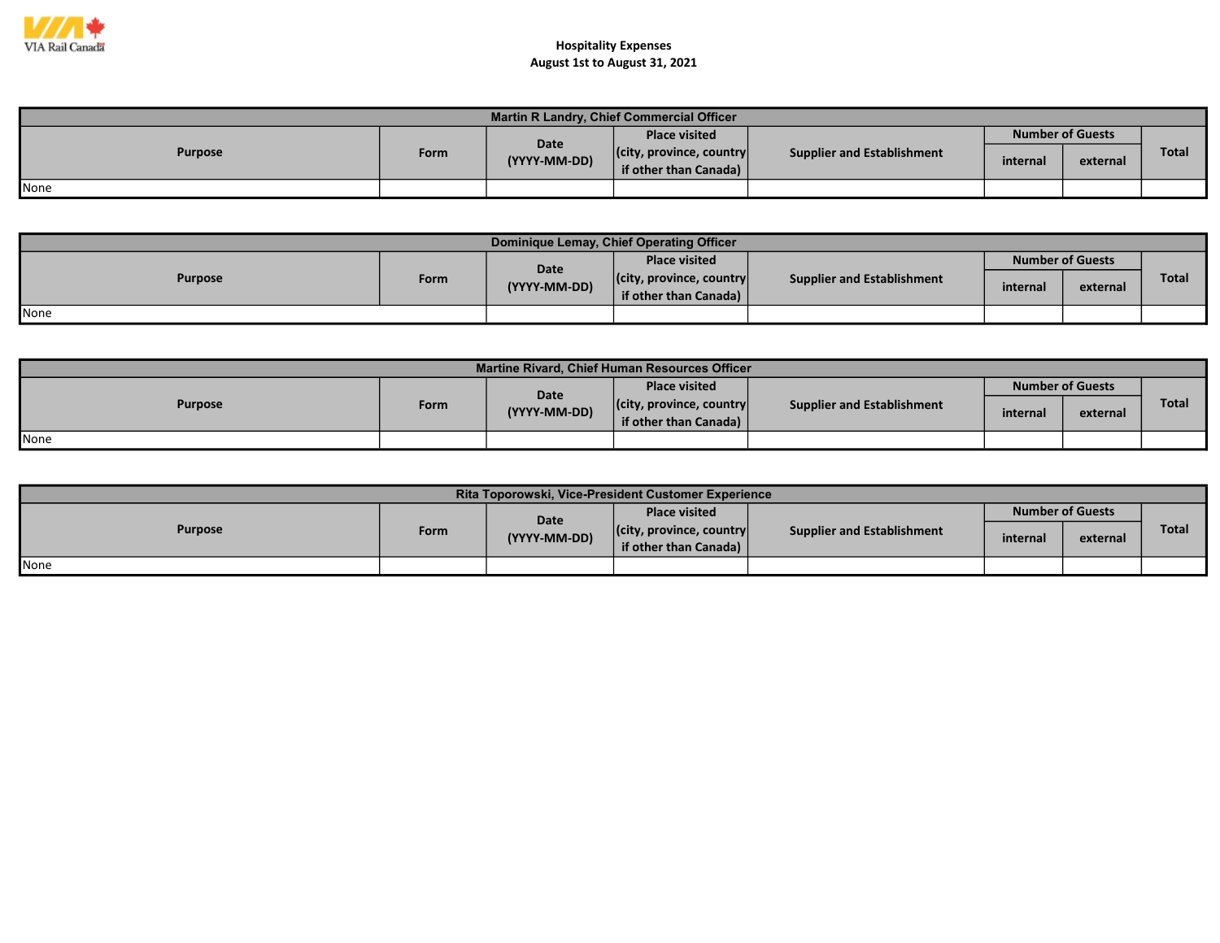Hospitality Expenses
August 1st to August 31, 2021

| Martin R Landry, Chief Commercial Officer | | | | | | | |
|---|---|---|---|---|---|---|---|
| Purpose | Form | Date (YYYY-MM-DD) | Place visited (city, province, country if other than Canada) | Supplier and Establishment | Number of Guests | | Total |
| | | | | | internal | external | |
| None | | | | | | | |

| Dominique Lemay, Chief Operating Officer | | | | | | | |
|---|---|---|---|---|---|---|---|
| Purpose | Form | Date (YYYY-MM-DD) | Place visited (city, province, country if other than Canada) | Supplier and Establishment | Number of Guests | | Total |
| | | | | | internal | external | |
| None | | | | | | | |

| Martine Rivard, Chief Human Resources Officer | | | | | | | |
|---|---|---|---|---|---|---|---|
| Purpose | Form | Date (YYYY-MM-DD) | Place visited (city, province, country if other than Canada) | Supplier and Establishment | Number of Guests | | Total |
| | | | | | internal | external | |
| None | | | | | | | |

| Rita Toporowski, Vice-President Customer Experience | | | | | | | |
|---|---|---|---|---|---|---|---|
| Purpose | Form | Date (YYYY-MM-DD) | Place visited (city, province, country if other than Canada) | Supplier and Establishment | Number of Guests | | Total |
| | | | | | internal | external | |
| None | | | | | | | |